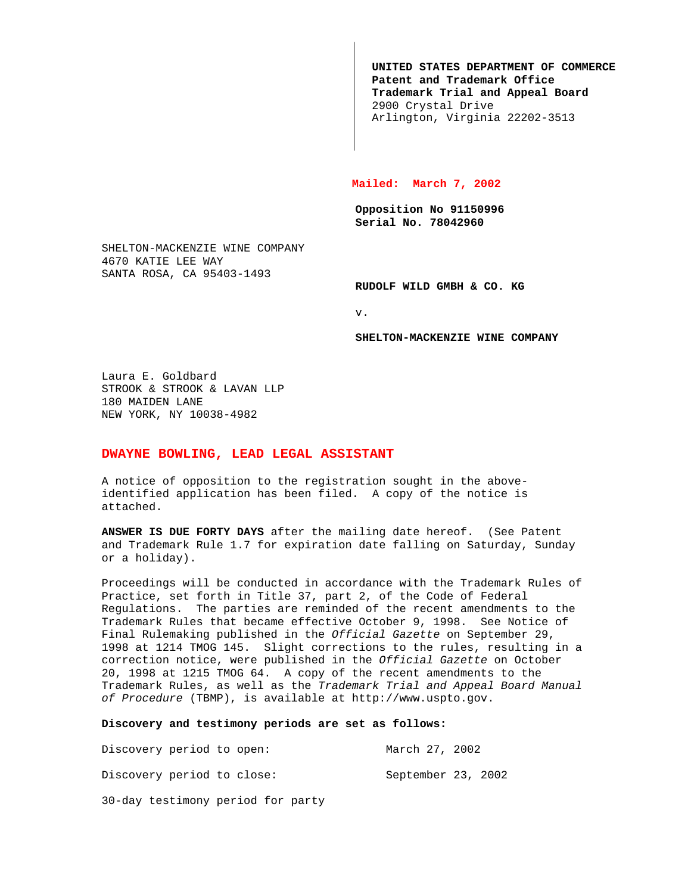**UNITED STATES DEPARTMENT OF COMMERCE**
**Patent and Trademark Office**
**Trademark Trial and Appeal Board**
2900 Crystal Drive
Arlington, Virginia 22202-3513

**Mailed: March 7, 2002**

**Opposition No 91150996**
**Serial No. 78042960**

SHELTON-MACKENZIE WINE COMPANY
4670 KATIE LEE WAY
SANTA ROSA, CA 95403-1493

**RUDOLF WILD GMBH & CO. KG**

v.

**SHELTON-MACKENZIE WINE COMPANY**

Laura E. Goldbard
STROOK & STROOK & LAVAN LLP
180 MAIDEN LANE
NEW YORK, NY 10038-4982

## DWAYNE BOWLING, LEAD LEGAL ASSISTANT

A notice of opposition to the registration sought in the above-identified application has been filed. A copy of the notice is attached.

**ANSWER IS DUE FORTY DAYS** after the mailing date hereof. (See Patent and Trademark Rule 1.7 for expiration date falling on Saturday, Sunday or a holiday).

Proceedings will be conducted in accordance with the Trademark Rules of Practice, set forth in Title 37, part 2, of the Code of Federal Regulations. The parties are reminded of the recent amendments to the Trademark Rules that became effective October 9, 1998. See Notice of Final Rulemaking published in the *Official Gazette* on September 29, 1998 at 1214 TMOG 145. Slight corrections to the rules, resulting in a correction notice, were published in the *Official Gazette* on October 20, 1998 at 1215 TMOG 64. A copy of the recent amendments to the Trademark Rules, as well as the *Trademark Trial and Appeal Board Manual of Procedure* (TBMP), is available at http://www.uspto.gov.

**Discovery and testimony periods are set as follows:**

Discovery period to open: March 27, 2002

Discovery period to close: September 23, 2002

30-day testimony period for party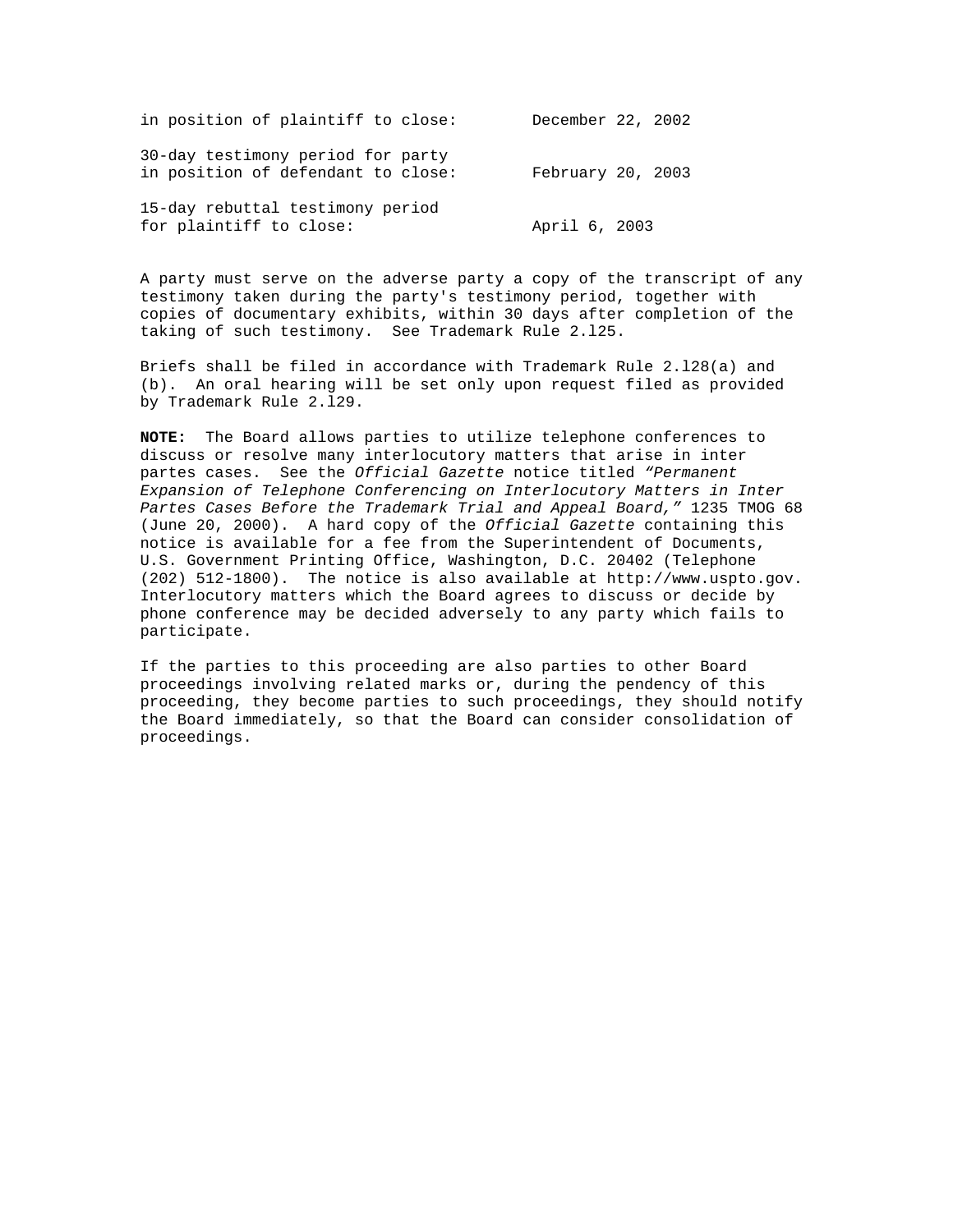| | |
|---|---|
| in position of plaintiff to close: | December 22, 2002 |
| 30-day testimony period for party in position of defendant to close: | February 20, 2003 |
| 15-day rebuttal testimony period for plaintiff to close: | April 6, 2003 |

A party must serve on the adverse party a copy of the transcript of any testimony taken during the party's testimony period, together with copies of documentary exhibits, within 30 days after completion of the taking of such testimony. See Trademark Rule 2.l25.

Briefs shall be filed in accordance with Trademark Rule 2.l28(a) and (b). An oral hearing will be set only upon request filed as provided by Trademark Rule 2.l29.

**NOTE:** The Board allows parties to utilize telephone conferences to discuss or resolve many interlocutory matters that arise in inter partes cases. See the *Official Gazette* notice titled *"Permanent Expansion of Telephone Conferencing on Interlocutory Matters in Inter Partes Cases Before the Trademark Trial and Appeal Board,"* 1235 TMOG 68 (June 20, 2000). A hard copy of the *Official Gazette* containing this notice is available for a fee from the Superintendent of Documents, U.S. Government Printing Office, Washington, D.C. 20402 (Telephone (202) 512-1800). The notice is also available at http://www.uspto.gov. Interlocutory matters which the Board agrees to discuss or decide by phone conference may be decided adversely to any party which fails to participate.

If the parties to this proceeding are also parties to other Board proceedings involving related marks or, during the pendency of this proceeding, they become parties to such proceedings, they should notify the Board immediately, so that the Board can consider consolidation of proceedings.